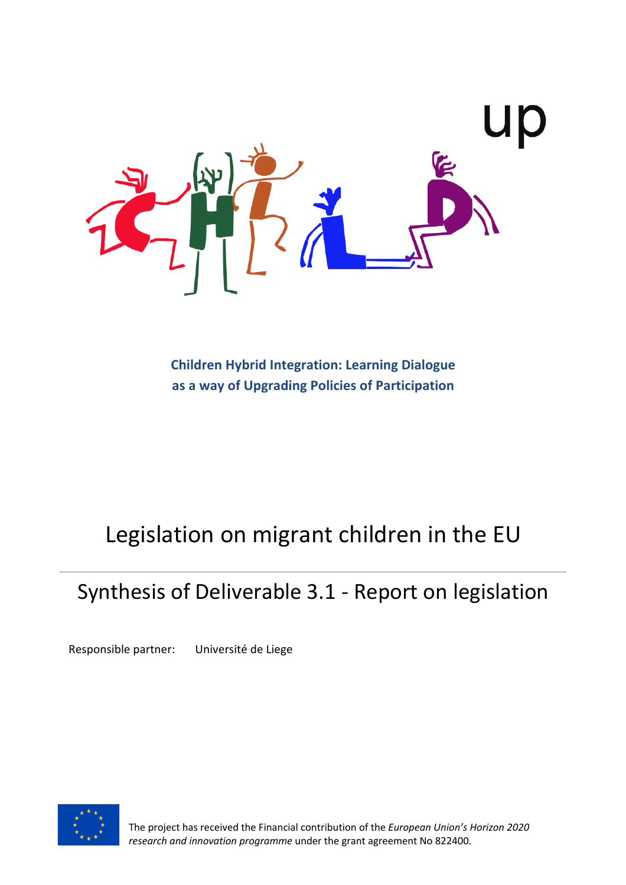**Children Hybrid Integration: Learning Dialogue as a way of Upgrading Policies of Participation**

# Legislation on migrant children in the EU

## Synthesis of Deliverable 3.1 - Report on legislation

Responsible partner: Université de Liege

The project has received the Financial contribution of the *European Union's Horizon 2020 research and innovation programme* under the grant agreement No 822400.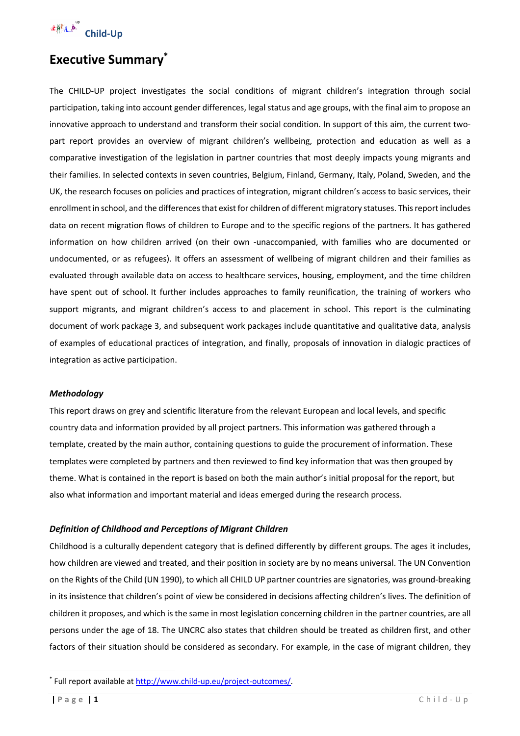# Executive Summary*

The CHILD-UP project investigates the social conditions of migrant children's integration through social participation, taking into account gender differences, legal status and age groups, with the final aim to propose an innovative approach to understand and transform their social condition. In support of this aim, the current two-part report provides an overview of migrant children's wellbeing, protection and education as well as a comparative investigation of the legislation in partner countries that most deeply impacts young migrants and their families. In selected contexts in seven countries, Belgium, Finland, Germany, Italy, Poland, Sweden, and the UK, the research focuses on policies and practices of integration, migrant children's access to basic services, their enrollment in school, and the differences that exist for children of different migratory statuses. This report includes data on recent migration flows of children to Europe and to the specific regions of the partners. It has gathered information on how children arrived (on their own -unaccompanied, with families who are documented or undocumented, or as refugees). It offers an assessment of wellbeing of migrant children and their families as evaluated through available data on access to healthcare services, housing, employment, and the time children have spent out of school. It further includes approaches to family reunification, the training of workers who support migrants, and migrant children's access to and placement in school. This report is the culminating document of work package 3, and subsequent work packages include quantitative and qualitative data, analysis of examples of educational practices of integration, and finally, proposals of innovation in dialogic practices of integration as active participation.

### *Methodology*

This report draws on grey and scientific literature from the relevant European and local levels, and specific country data and information provided by all project partners. This information was gathered through a template, created by the main author, containing questions to guide the procurement of information. These templates were completed by partners and then reviewed to find key information that was then grouped by theme. What is contained in the report is based on both the main author's initial proposal for the report, but also what information and important material and ideas emerged during the research process.

### *Definition of Childhood and Perceptions of Migrant Children*

Childhood is a culturally dependent category that is defined differently by different groups. The ages it includes, how children are viewed and treated, and their position in society are by no means universal. The UN Convention on the Rights of the Child (UN 1990), to which all CHILD UP partner countries are signatories, was ground-breaking in its insistence that children's point of view be considered in decisions affecting children's lives. The definition of children it proposes, and which is the same in most legislation concerning children in the partner countries, are all persons under the age of 18. The UNCRC also states that children should be treated as children first, and other factors of their situation should be considered as secondary. For example, in the case of migrant children, they

* Full report available at http://www.child-up.eu/project-outcomes/.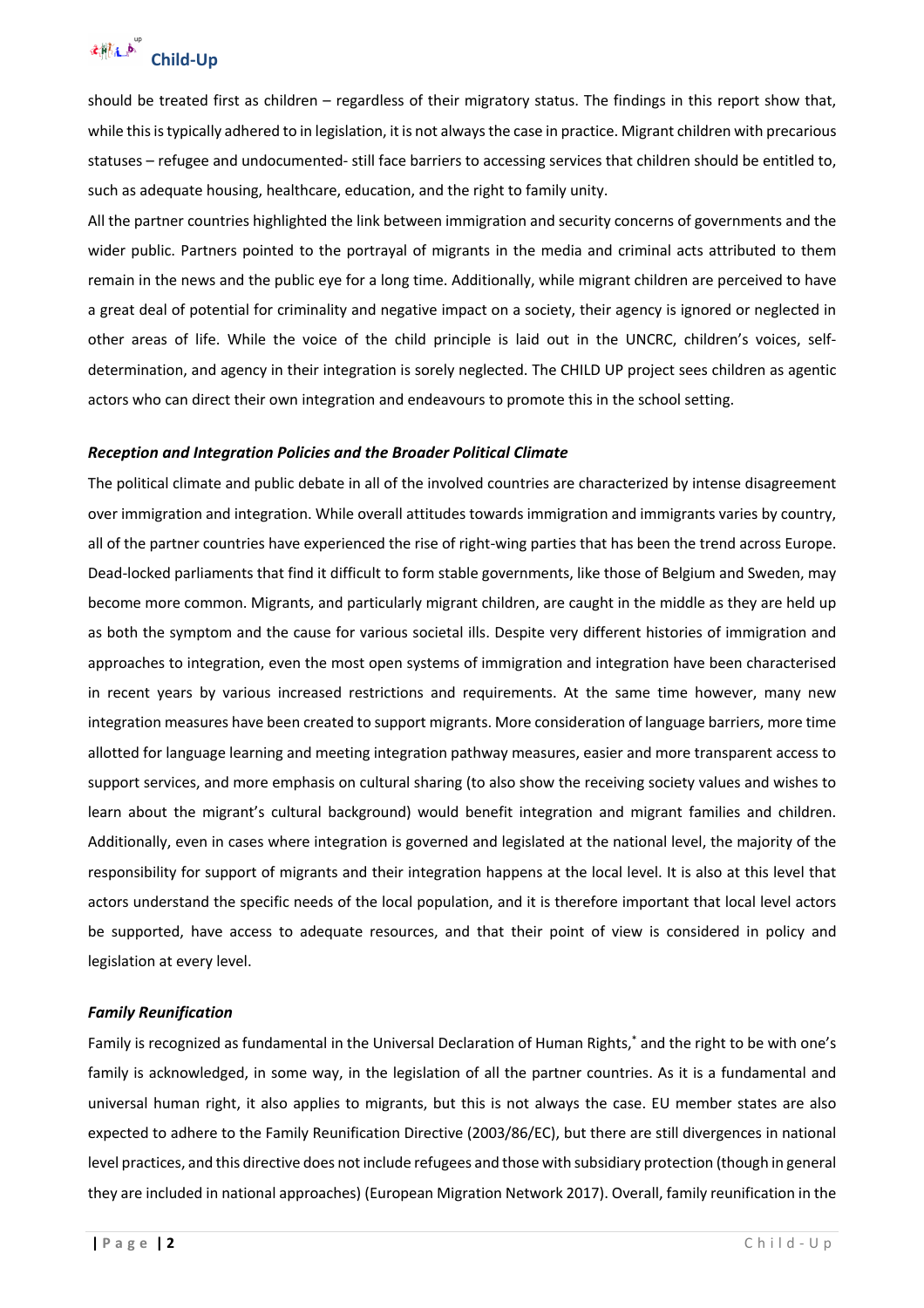should be treated first as children – regardless of their migratory status. The findings in this report show that, while this is typically adhered to in legislation, it is not always the case in practice. Migrant children with precarious statuses – refugee and undocumented- still face barriers to accessing services that children should be entitled to, such as adequate housing, healthcare, education, and the right to family unity.

All the partner countries highlighted the link between immigration and security concerns of governments and the wider public. Partners pointed to the portrayal of migrants in the media and criminal acts attributed to them remain in the news and the public eye for a long time. Additionally, while migrant children are perceived to have a great deal of potential for criminality and negative impact on a society, their agency is ignored or neglected in other areas of life. While the voice of the child principle is laid out in the UNCRC, children's voices, self-determination, and agency in their integration is sorely neglected. The CHILD UP project sees children as agentic actors who can direct their own integration and endeavours to promote this in the school setting.

### *Reception and Integration Policies and the Broader Political Climate*

The political climate and public debate in all of the involved countries are characterized by intense disagreement over immigration and integration. While overall attitudes towards immigration and immigrants varies by country, all of the partner countries have experienced the rise of right-wing parties that has been the trend across Europe. Dead-locked parliaments that find it difficult to form stable governments, like those of Belgium and Sweden, may become more common. Migrants, and particularly migrant children, are caught in the middle as they are held up as both the symptom and the cause for various societal ills. Despite very different histories of immigration and approaches to integration, even the most open systems of immigration and integration have been characterised in recent years by various increased restrictions and requirements. At the same time however, many new integration measures have been created to support migrants. More consideration of language barriers, more time allotted for language learning and meeting integration pathway measures, easier and more transparent access to support services, and more emphasis on cultural sharing (to also show the receiving society values and wishes to learn about the migrant's cultural background) would benefit integration and migrant families and children. Additionally, even in cases where integration is governed and legislated at the national level, the majority of the responsibility for support of migrants and their integration happens at the local level. It is also at this level that actors understand the specific needs of the local population, and it is therefore important that local level actors be supported, have access to adequate resources, and that their point of view is considered in policy and legislation at every level.

### *Family Reunification*

Family is recognized as fundamental in the Universal Declaration of Human Rights,[*] and the right to be with one's family is acknowledged, in some way, in the legislation of all the partner countries. As it is a fundamental and universal human right, it also applies to migrants, but this is not always the case. EU member states are also expected to adhere to the Family Reunification Directive (2003/86/EC), but there are still divergences in national level practices, and this directive does not include refugees and those with subsidiary protection (though in general they are included in national approaches) (European Migration Network 2017). Overall, family reunification in the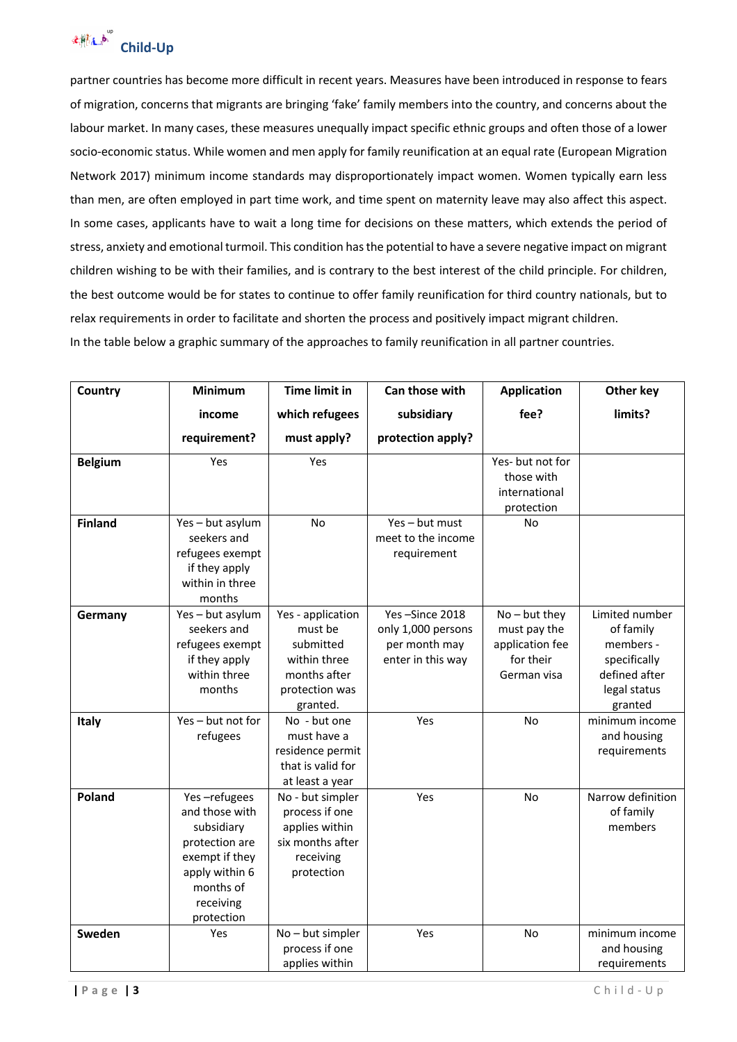partner countries has become more difficult in recent years. Measures have been introduced in response to fears of migration, concerns that migrants are bringing 'fake' family members into the country, and concerns about the labour market. In many cases, these measures unequally impact specific ethnic groups and often those of a lower socio-economic status. While women and men apply for family reunification at an equal rate (European Migration Network 2017) minimum income standards may disproportionately impact women. Women typically earn less than men, are often employed in part time work, and time spent on maternity leave may also affect this aspect. In some cases, applicants have to wait a long time for decisions on these matters, which extends the period of stress, anxiety and emotional turmoil. This condition has the potential to have a severe negative impact on migrant children wishing to be with their families, and is contrary to the best interest of the child principle. For children, the best outcome would be for states to continue to offer family reunification for third country nationals, but to relax requirements in order to facilitate and shorten the process and positively impact migrant children.
In the table below a graphic summary of the approaches to family reunification in all partner countries.

| Country | Minimum income requirement? | Time limit in which refugees must apply? | Can those with subsidiary protection apply? | Application fee? | Other key limits? |
|---|---|---|---|---|---|
| **Belgium** | Yes | Yes | | Yes- but not for those with international protection | |
| **Finland** | Yes – but asylum seekers and refugees exempt if they apply within in three months | No | Yes – but must meet to the income requirement | No | |
| **Germany** | Yes – but asylum seekers and refugees exempt if they apply within three months | Yes - application must be submitted within three months after protection was granted. | Yes –Since 2018 only 1,000 persons per month may enter in this way | No – but they must pay the application fee for their German visa | Limited number of family members - specifically defined after legal status granted |
| **Italy** | Yes – but not for refugees | No - but one must have a residence permit that is valid for at least a year | Yes | No | minimum income and housing requirements |
| **Poland** | Yes –refugees and those with subsidiary protection are exempt if they apply within 6 months of receiving protection | No - but simpler process if one applies within six months after receiving protection | Yes | No | Narrow definition of family members |
| **Sweden** | Yes | No – but simpler process if one applies within | Yes | No | minimum income and housing requirements |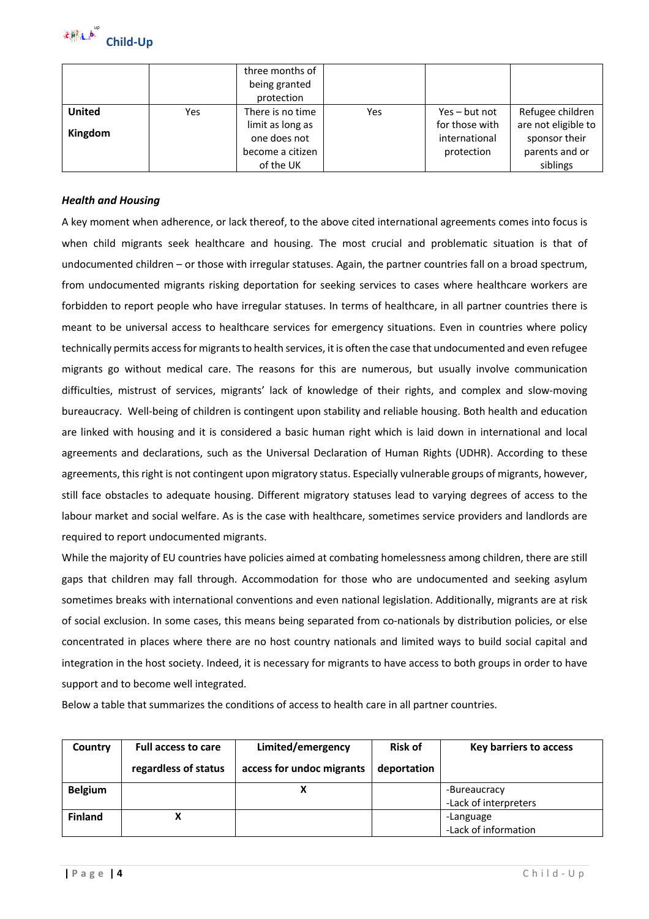| | | three months of being granted protection | | | |
|---|---|---|---|---|---|
| **United Kingdom** | Yes | There is no time limit as long as one does not become a citizen of the UK | Yes | Yes – but not for those with international protection | Refugee children are not eligible to sponsor their parents and or siblings |

***Health and Housing***

A key moment when adherence, or lack thereof, to the above cited international agreements comes into focus is when child migrants seek healthcare and housing. The most crucial and problematic situation is that of undocumented children – or those with irregular statuses. Again, the partner countries fall on a broad spectrum, from undocumented migrants risking deportation for seeking services to cases where healthcare workers are forbidden to report people who have irregular statuses. In terms of healthcare, in all partner countries there is meant to be universal access to healthcare services for emergency situations. Even in countries where policy technically permits access for migrants to health services, it is often the case that undocumented and even refugee migrants go without medical care. The reasons for this are numerous, but usually involve communication difficulties, mistrust of services, migrants' lack of knowledge of their rights, and complex and slow-moving bureaucracy. Well-being of children is contingent upon stability and reliable housing. Both health and education are linked with housing and it is considered a basic human right which is laid down in international and local agreements and declarations, such as the Universal Declaration of Human Rights (UDHR). According to these agreements, this right is not contingent upon migratory status. Especially vulnerable groups of migrants, however, still face obstacles to adequate housing. Different migratory statuses lead to varying degrees of access to the labour market and social welfare. As is the case with healthcare, sometimes service providers and landlords are required to report undocumented migrants.

While the majority of EU countries have policies aimed at combating homelessness among children, there are still gaps that children may fall through. Accommodation for those who are undocumented and seeking asylum sometimes breaks with international conventions and even national legislation. Additionally, migrants are at risk of social exclusion. In some cases, this means being separated from co-nationals by distribution policies, or else concentrated in places where there are no host country nationals and limited ways to build social capital and integration in the host society. Indeed, it is necessary for migrants to have access to both groups in order to have support and to become well integrated.

Below a table that summarizes the conditions of access to health care in all partner countries.

| Country | Full access to care regardless of status | Limited/emergency access for undoc migrants | Risk of deportation | Key barriers to access |
|---|---|---|---|---|
| **Belgium** | | X | | -Bureaucracy<br>-Lack of interpreters |
| **Finland** | X | | | -Language<br>-Lack of information |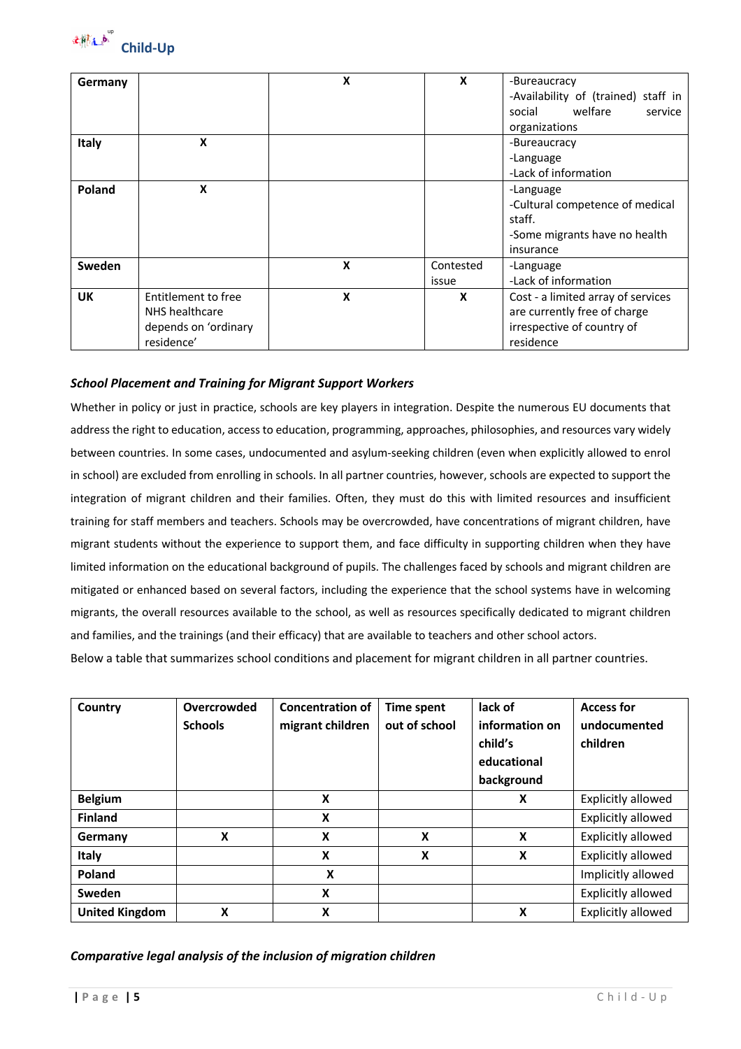| Germany | | X | X | -Bureaucracy<br>-Availability of (trained) staff in social welfare service organizations |
|---|---|---|---|---|
| **Italy** | X | | | -Bureaucracy<br>-Language<br>-Lack of information |
| **Poland** | X | | | -Language<br>-Cultural competence of medical staff.<br>-Some migrants have no health insurance |
| **Sweden** | | X | Contested issue | -Language<br>-Lack of information |
| **UK** | Entitlement to free NHS healthcare depends on 'ordinary residence' | X | X | Cost - a limited array of services are currently free of charge irrespective of country of residence |

### *School Placement and Training for Migrant Support Workers*

Whether in policy or just in practice, schools are key players in integration. Despite the numerous EU documents that address the right to education, access to education, programming, approaches, philosophies, and resources vary widely between countries. In some cases, undocumented and asylum-seeking children (even when explicitly allowed to enrol in school) are excluded from enrolling in schools. In all partner countries, however, schools are expected to support the integration of migrant children and their families. Often, they must do this with limited resources and insufficient training for staff members and teachers. Schools may be overcrowded, have concentrations of migrant children, have migrant students without the experience to support them, and face difficulty in supporting children when they have limited information on the educational background of pupils. The challenges faced by schools and migrant children are mitigated or enhanced based on several factors, including the experience that the school systems have in welcoming migrants, the overall resources available to the school, as well as resources specifically dedicated to migrant children and families, and the trainings (and their efficacy) that are available to teachers and other school actors.

Below a table that summarizes school conditions and placement for migrant children in all partner countries.

| Country | Overcrowded Schools | Concentration of migrant children | Time spent out of school | lack of information on child's educational background | Access for undocumented children |
|---|---|---|---|---|---|
| **Belgium** | | X | | X | Explicitly allowed |
| **Finland** | | X | | | Explicitly allowed |
| **Germany** | X | X | X | X | Explicitly allowed |
| **Italy** | | X | X | X | Explicitly allowed |
| **Poland** | | X | | | Implicitly allowed |
| **Sweden** | | X | | | Explicitly allowed |
| **United Kingdom** | X | X | | X | Explicitly allowed |

### *Comparative legal analysis of the inclusion of migration children*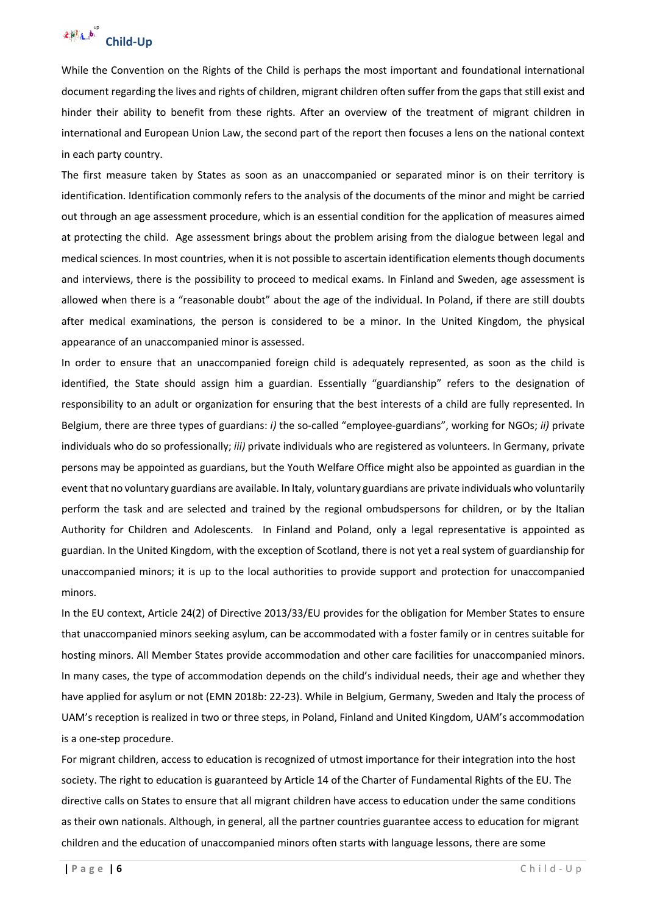While the Convention on the Rights of the Child is perhaps the most important and foundational international document regarding the lives and rights of children, migrant children often suffer from the gaps that still exist and hinder their ability to benefit from these rights. After an overview of the treatment of migrant children in international and European Union Law, the second part of the report then focuses a lens on the national context in each party country.

The first measure taken by States as soon as an unaccompanied or separated minor is on their territory is identification. Identification commonly refers to the analysis of the documents of the minor and might be carried out through an age assessment procedure, which is an essential condition for the application of measures aimed at protecting the child. Age assessment brings about the problem arising from the dialogue between legal and medical sciences. In most countries, when it is not possible to ascertain identification elements though documents and interviews, there is the possibility to proceed to medical exams. In Finland and Sweden, age assessment is allowed when there is a "reasonable doubt" about the age of the individual. In Poland, if there are still doubts after medical examinations, the person is considered to be a minor. In the United Kingdom, the physical appearance of an unaccompanied minor is assessed.

In order to ensure that an unaccompanied foreign child is adequately represented, as soon as the child is identified, the State should assign him a guardian. Essentially "guardianship" refers to the designation of responsibility to an adult or organization for ensuring that the best interests of a child are fully represented. In Belgium, there are three types of guardians: *i)* the so-called "employee-guardians", working for NGOs; *ii)* private individuals who do so professionally; *iii)* private individuals who are registered as volunteers. In Germany, private persons may be appointed as guardians, but the Youth Welfare Office might also be appointed as guardian in the event that no voluntary guardians are available. In Italy, voluntary guardians are private individuals who voluntarily perform the task and are selected and trained by the regional ombudspersons for children, or by the Italian Authority for Children and Adolescents. In Finland and Poland, only a legal representative is appointed as guardian. In the United Kingdom, with the exception of Scotland, there is not yet a real system of guardianship for unaccompanied minors; it is up to the local authorities to provide support and protection for unaccompanied minors.

In the EU context, Article 24(2) of Directive 2013/33/EU provides for the obligation for Member States to ensure that unaccompanied minors seeking asylum, can be accommodated with a foster family or in centres suitable for hosting minors. All Member States provide accommodation and other care facilities for unaccompanied minors. In many cases, the type of accommodation depends on the child's individual needs, their age and whether they have applied for asylum or not (EMN 2018b: 22-23). While in Belgium, Germany, Sweden and Italy the process of UAM's reception is realized in two or three steps, in Poland, Finland and United Kingdom, UAM's accommodation is a one-step procedure.

For migrant children, access to education is recognized of utmost importance for their integration into the host society. The right to education is guaranteed by Article 14 of the Charter of Fundamental Rights of the EU. The directive calls on States to ensure that all migrant children have access to education under the same conditions as their own nationals. Although, in general, all the partner countries guarantee access to education for migrant children and the education of unaccompanied minors often starts with language lessons, there are some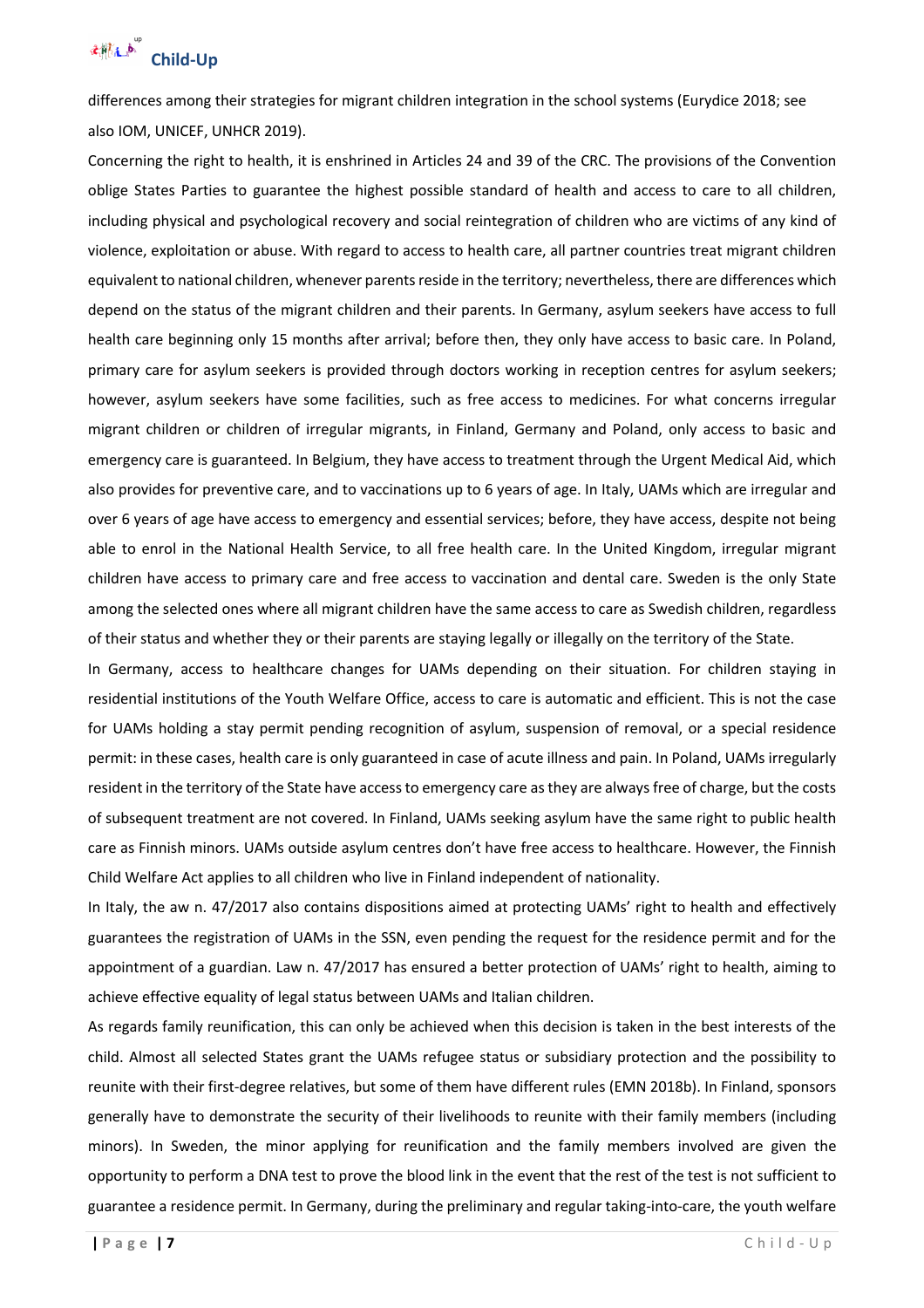differences among their strategies for migrant children integration in the school systems (Eurydice 2018; see also IOM, UNICEF, UNHCR 2019).

Concerning the right to health, it is enshrined in Articles 24 and 39 of the CRC. The provisions of the Convention oblige States Parties to guarantee the highest possible standard of health and access to care to all children, including physical and psychological recovery and social reintegration of children who are victims of any kind of violence, exploitation or abuse. With regard to access to health care, all partner countries treat migrant children equivalent to national children, whenever parents reside in the territory; nevertheless, there are differences which depend on the status of the migrant children and their parents. In Germany, asylum seekers have access to full health care beginning only 15 months after arrival; before then, they only have access to basic care. In Poland, primary care for asylum seekers is provided through doctors working in reception centres for asylum seekers; however, asylum seekers have some facilities, such as free access to medicines. For what concerns irregular migrant children or children of irregular migrants, in Finland, Germany and Poland, only access to basic and emergency care is guaranteed. In Belgium, they have access to treatment through the Urgent Medical Aid, which also provides for preventive care, and to vaccinations up to 6 years of age. In Italy, UAMs which are irregular and over 6 years of age have access to emergency and essential services; before, they have access, despite not being able to enrol in the National Health Service, to all free health care. In the United Kingdom, irregular migrant children have access to primary care and free access to vaccination and dental care. Sweden is the only State among the selected ones where all migrant children have the same access to care as Swedish children, regardless of their status and whether they or their parents are staying legally or illegally on the territory of the State.

In Germany, access to healthcare changes for UAMs depending on their situation. For children staying in residential institutions of the Youth Welfare Office, access to care is automatic and efficient. This is not the case for UAMs holding a stay permit pending recognition of asylum, suspension of removal, or a special residence permit: in these cases, health care is only guaranteed in case of acute illness and pain. In Poland, UAMs irregularly resident in the territory of the State have access to emergency care as they are always free of charge, but the costs of subsequent treatment are not covered. In Finland, UAMs seeking asylum have the same right to public health care as Finnish minors. UAMs outside asylum centres don't have free access to healthcare. However, the Finnish Child Welfare Act applies to all children who live in Finland independent of nationality.

In Italy, the aw n. 47/2017 also contains dispositions aimed at protecting UAMs' right to health and effectively guarantees the registration of UAMs in the SSN, even pending the request for the residence permit and for the appointment of a guardian. Law n. 47/2017 has ensured a better protection of UAMs' right to health, aiming to achieve effective equality of legal status between UAMs and Italian children.

As regards family reunification, this can only be achieved when this decision is taken in the best interests of the child. Almost all selected States grant the UAMs refugee status or subsidiary protection and the possibility to reunite with their first-degree relatives, but some of them have different rules (EMN 2018b). In Finland, sponsors generally have to demonstrate the security of their livelihoods to reunite with their family members (including minors). In Sweden, the minor applying for reunification and the family members involved are given the opportunity to perform a DNA test to prove the blood link in the event that the rest of the test is not sufficient to guarantee a residence permit. In Germany, during the preliminary and regular taking-into-care, the youth welfare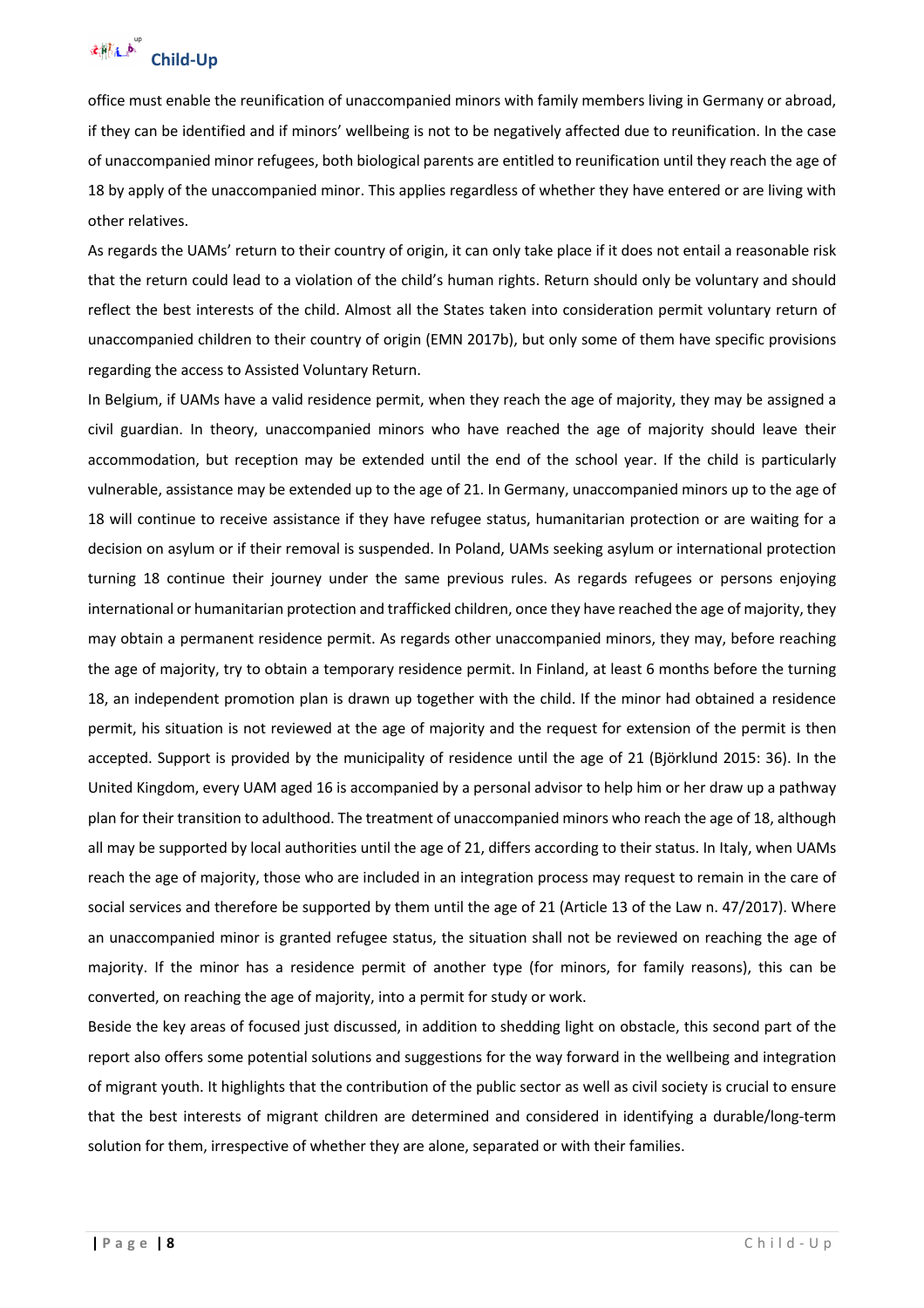office must enable the reunification of unaccompanied minors with family members living in Germany or abroad, if they can be identified and if minors' wellbeing is not to be negatively affected due to reunification. In the case of unaccompanied minor refugees, both biological parents are entitled to reunification until they reach the age of 18 by apply of the unaccompanied minor. This applies regardless of whether they have entered or are living with other relatives.

As regards the UAMs' return to their country of origin, it can only take place if it does not entail a reasonable risk that the return could lead to a violation of the child's human rights. Return should only be voluntary and should reflect the best interests of the child. Almost all the States taken into consideration permit voluntary return of unaccompanied children to their country of origin (EMN 2017b), but only some of them have specific provisions regarding the access to Assisted Voluntary Return.

In Belgium, if UAMs have a valid residence permit, when they reach the age of majority, they may be assigned a civil guardian. In theory, unaccompanied minors who have reached the age of majority should leave their accommodation, but reception may be extended until the end of the school year. If the child is particularly vulnerable, assistance may be extended up to the age of 21. In Germany, unaccompanied minors up to the age of 18 will continue to receive assistance if they have refugee status, humanitarian protection or are waiting for a decision on asylum or if their removal is suspended. In Poland, UAMs seeking asylum or international protection turning 18 continue their journey under the same previous rules. As regards refugees or persons enjoying international or humanitarian protection and trafficked children, once they have reached the age of majority, they may obtain a permanent residence permit. As regards other unaccompanied minors, they may, before reaching the age of majority, try to obtain a temporary residence permit. In Finland, at least 6 months before the turning 18, an independent promotion plan is drawn up together with the child. If the minor had obtained a residence permit, his situation is not reviewed at the age of majority and the request for extension of the permit is then accepted. Support is provided by the municipality of residence until the age of 21 (Björklund 2015: 36). In the United Kingdom, every UAM aged 16 is accompanied by a personal advisor to help him or her draw up a pathway plan for their transition to adulthood. The treatment of unaccompanied minors who reach the age of 18, although all may be supported by local authorities until the age of 21, differs according to their status. In Italy, when UAMs reach the age of majority, those who are included in an integration process may request to remain in the care of social services and therefore be supported by them until the age of 21 (Article 13 of the Law n. 47/2017). Where an unaccompanied minor is granted refugee status, the situation shall not be reviewed on reaching the age of majority. If the minor has a residence permit of another type (for minors, for family reasons), this can be converted, on reaching the age of majority, into a permit for study or work.

Beside the key areas of focused just discussed, in addition to shedding light on obstacle, this second part of the report also offers some potential solutions and suggestions for the way forward in the wellbeing and integration of migrant youth. It highlights that the contribution of the public sector as well as civil society is crucial to ensure that the best interests of migrant children are determined and considered in identifying a durable/long-term solution for them, irrespective of whether they are alone, separated or with their families.